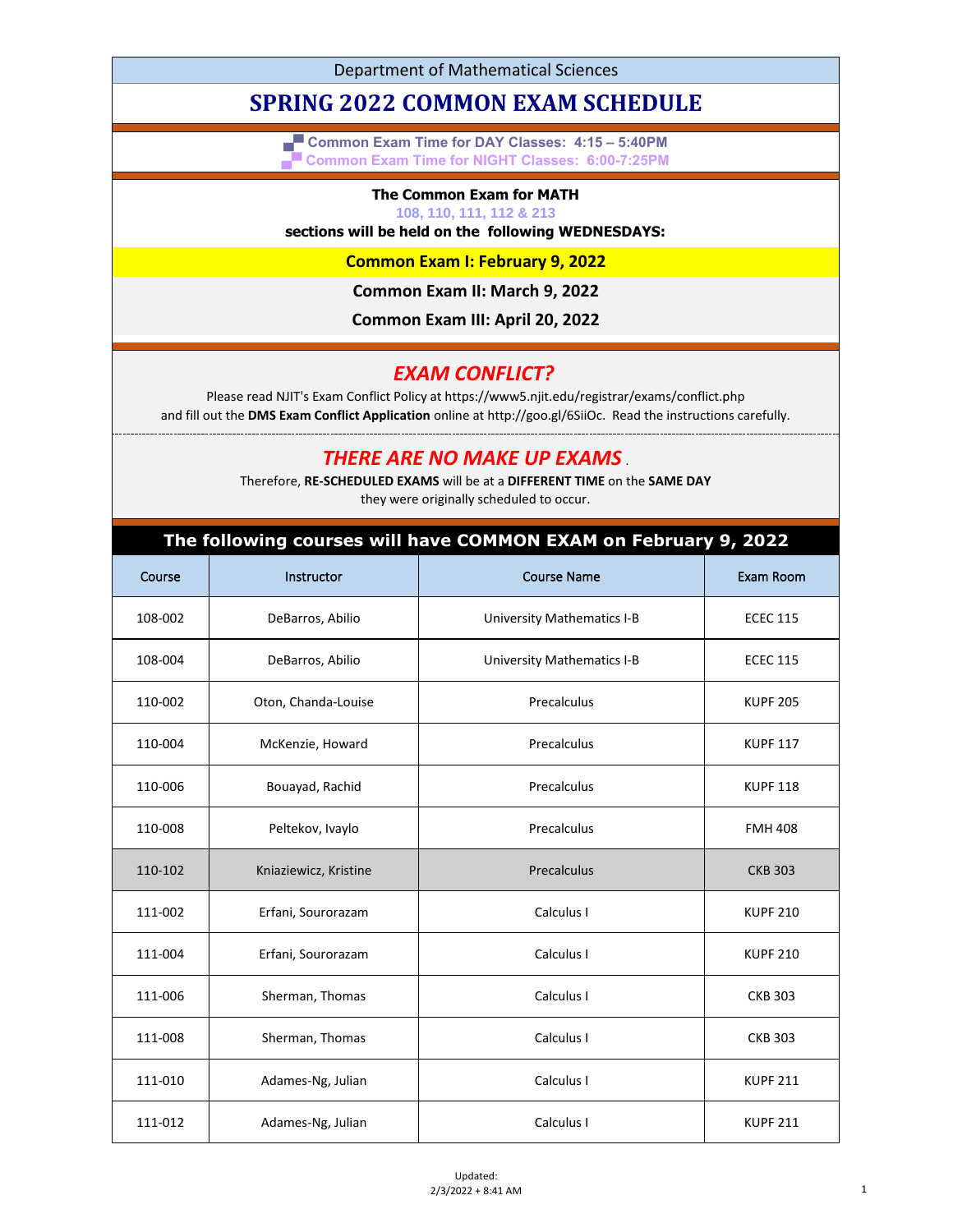Department of Mathematical Sciences

# SPRING 2022 COMMON EXAM SCHEDULE

**Common Exam Time for DAY Classes: 4:15 – 5:40PM**

**Common Exam Time for NIGHT Classes: 6:00-7:25PM**

**The Common Exam for MATH**

**108, 110, 111, 112 & 213**

**sections will be held on the following WEDNESDAYS:**

**Common Exam I: February 9, 2022**

**Common Exam II: March 9, 2022**

**Common Exam III: April 20, 2022**

## *EXAM CONFLICT?*

Please read NJIT's Exam Conflict Policy at https://www5.njit.edu/registrar/exams/conflict.php and fill out the **DMS Exam Conflict Application** online at http://goo.gl/6SiiOc. Read the instructions carefully.

## *THERE ARE NO MAKE UP EXAMS*

Therefore, **RE-SCHEDULED EXAMS** will be at a **DIFFERENT TIME** on the **SAME DAY** they were originally scheduled to occur.

## The following courses will have COMMON EXAM on February 9, 2022

| Course | Instructor | Course Name | Exam Room |
|---|---|---|---|
| 108-002 | DeBarros, Abilio | University Mathematics I-B | ECEC 115 |
| 108-004 | DeBarros, Abilio | University Mathematics I-B | ECEC 115 |
| 110-002 | Oton, Chanda-Louise | Precalculus | KUPF 205 |
| 110-004 | McKenzie, Howard | Precalculus | KUPF 117 |
| 110-006 | Bouayad, Rachid | Precalculus | KUPF 118 |
| 110-008 | Peltekov, Ivaylo | Precalculus | FMH 408 |
| 110-102 | Kniaziewicz, Kristine | Precalculus | CKB 303 |
| 111-002 | Erfani, Sourorazam | Calculus I | KUPF 210 |
| 111-004 | Erfani, Sourorazam | Calculus I | KUPF 210 |
| 111-006 | Sherman, Thomas | Calculus I | CKB 303 |
| 111-008 | Sherman, Thomas | Calculus I | CKB 303 |
| 111-010 | Adames-Ng, Julian | Calculus I | KUPF 211 |
| 111-012 | Adames-Ng, Julian | Calculus I | KUPF 211 |

Updated:
2/3/2022 + 8:41 AM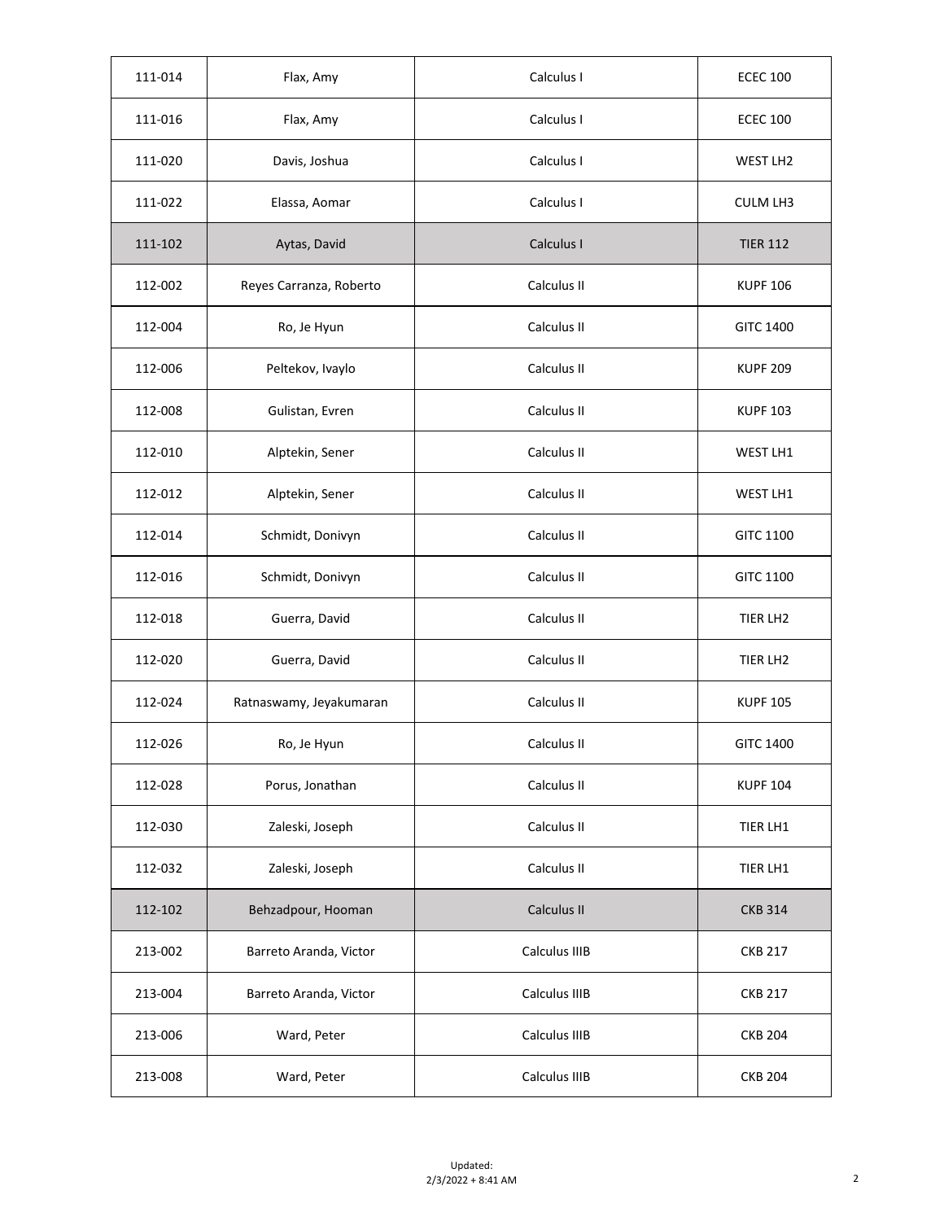| | | | |
|---|---|---|---|
| 111-014 | Flax, Amy | Calculus I | ECEC 100 |
| 111-016 | Flax, Amy | Calculus I | ECEC 100 |
| 111-020 | Davis, Joshua | Calculus I | WEST LH2 |
| 111-022 | Elassa, Aomar | Calculus I | CULM LH3 |
| 111-102 | Aytas, David | Calculus I | TIER 112 |
| 112-002 | Reyes Carranza, Roberto | Calculus II | KUPF 106 |
| 112-004 | Ro, Je Hyun | Calculus II | GITC 1400 |
| 112-006 | Peltekov, Ivaylo | Calculus II | KUPF 209 |
| 112-008 | Gulistan, Evren | Calculus II | KUPF 103 |
| 112-010 | Alptekin, Sener | Calculus II | WEST LH1 |
| 112-012 | Alptekin, Sener | Calculus II | WEST LH1 |
| 112-014 | Schmidt, Donivyn | Calculus II | GITC 1100 |
| 112-016 | Schmidt, Donivyn | Calculus II | GITC 1100 |
| 112-018 | Guerra, David | Calculus II | TIER LH2 |
| 112-020 | Guerra, David | Calculus II | TIER LH2 |
| 112-024 | Ratnaswamy, Jeyakumaran | Calculus II | KUPF 105 |
| 112-026 | Ro, Je Hyun | Calculus II | GITC 1400 |
| 112-028 | Porus, Jonathan | Calculus II | KUPF 104 |
| 112-030 | Zaleski, Joseph | Calculus II | TIER LH1 |
| 112-032 | Zaleski, Joseph | Calculus II | TIER LH1 |
| 112-102 | Behzadpour, Hooman | Calculus II | CKB 314 |
| 213-002 | Barreto Aranda, Victor | Calculus IIIB | CKB 217 |
| 213-004 | Barreto Aranda, Victor | Calculus IIIB | CKB 217 |
| 213-006 | Ward, Peter | Calculus IIIB | CKB 204 |
| 213-008 | Ward, Peter | Calculus IIIB | CKB 204 |

Updated:
2/3/2022 + 8:41 AM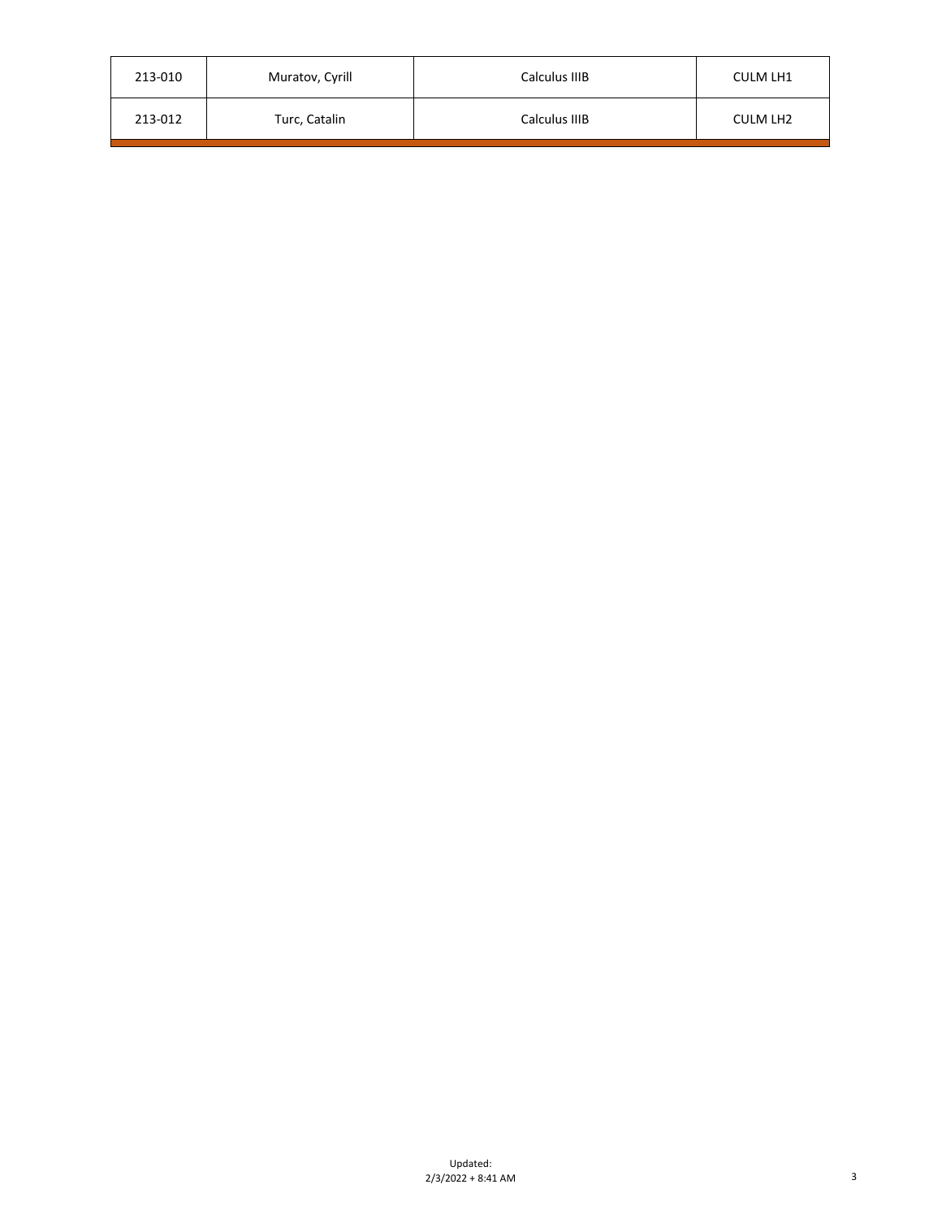| | | | |
|---|---|---|---|
| 213-010 | Muratov, Cyrill | Calculus IIIB | CULM LH1 |
| 213-012 | Turc, Catalin | Calculus IIIB | CULM LH2 |

Updated:
2/3/2022 + 8:41 AM